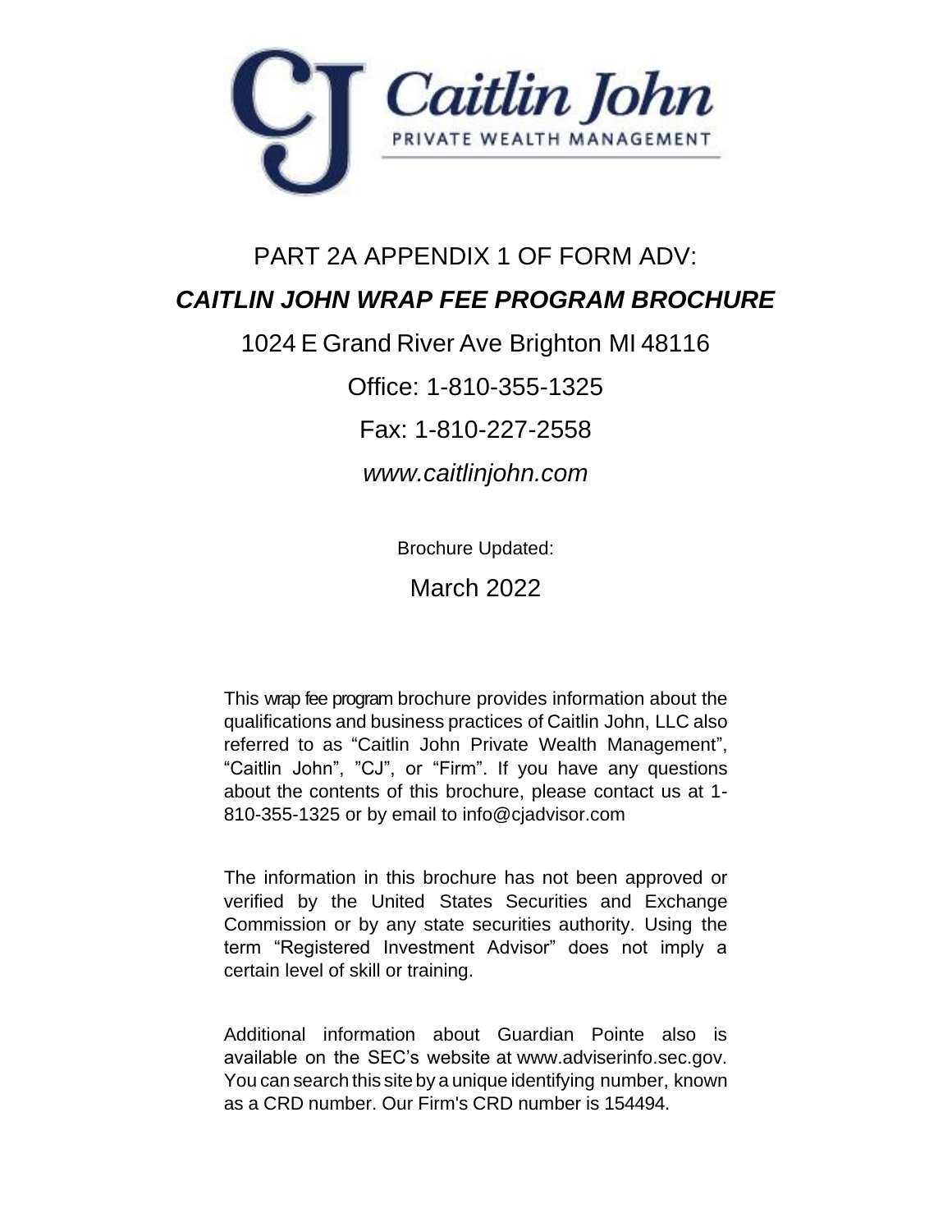Caitlin John

PRIVATE WEALTH MANAGEMENT

# PART 2A APPENDIX 1 OF FORM ADV:

## *CAITLIN JOHN WRAP FEE PROGRAM BROCHURE*

1024 E Grand River Ave Brighton MI 48116

Office: 1-810-355-1325

Fax: 1-810-227-2558

*www.caitlinjohn.com*

Brochure Updated:

March 2022

This wrap fee program brochure provides information about the qualifications and business practices of Caitlin John, LLC also referred to as "Caitlin John Private Wealth Management", "Caitlin John", "CJ", or "Firm". If you have any questions about the contents of this brochure, please contact us at 1-810-355-1325 or by email to info@cjadvisor.com

The information in this brochure has not been approved or verified by the United States Securities and Exchange Commission or by any state securities authority. Using the term "Registered Investment Advisor" does not imply a certain level of skill or training.

Additional information about Guardian Pointe also is available on the SEC's website at www.adviserinfo.sec.gov. You can search this site by a unique identifying number, known as a CRD number. Our Firm's CRD number is 154494.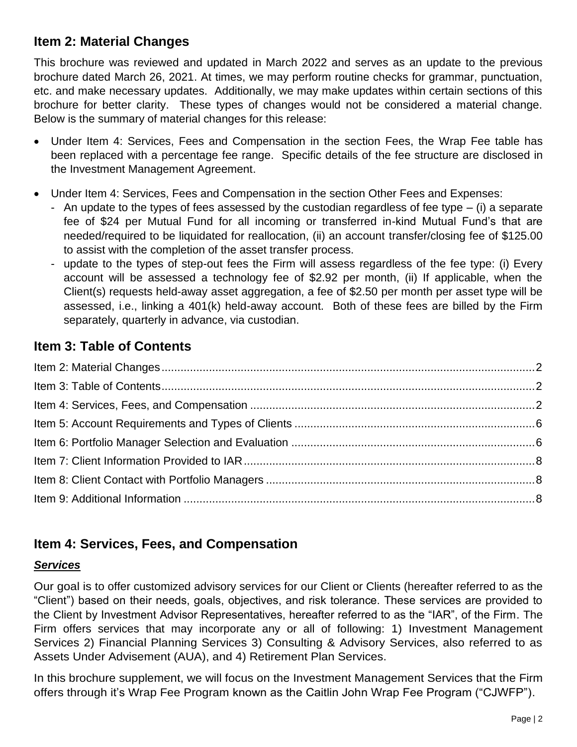## Item 2: Material Changes

This brochure was reviewed and updated in March 2022 and serves as an update to the previous brochure dated March 26, 2021. At times, we may perform routine checks for grammar, punctuation, etc. and make necessary updates. Additionally, we may make updates within certain sections of this brochure for better clarity. These types of changes would not be considered a material change. Below is the summary of material changes for this release:

- Under Item 4: Services, Fees and Compensation in the section Fees, the Wrap Fee table has been replaced with a percentage fee range. Specific details of the fee structure are disclosed in the Investment Management Agreement.
- Under Item 4: Services, Fees and Compensation in the section Other Fees and Expenses:
  - An update to the types of fees assessed by the custodian regardless of fee type – (i) a separate fee of $24 per Mutual Fund for all incoming or transferred in-kind Mutual Fund's that are needed/required to be liquidated for reallocation, (ii) an account transfer/closing fee of $125.00 to assist with the completion of the asset transfer process.
  - update to the types of step-out fees the Firm will assess regardless of the fee type: (i) Every account will be assessed a technology fee of $2.92 per month, (ii) If applicable, when the Client(s) requests held-away asset aggregation, a fee of $2.50 per month per asset type will be assessed, i.e., linking a 401(k) held-away account. Both of these fees are billed by the Firm separately, quarterly in advance, via custodian.

## Item 3: Table of Contents

Item 2: Material Changes ..... 2
Item 3: Table of Contents ..... 2
Item 4: Services, Fees, and Compensation ..... 2
Item 5: Account Requirements and Types of Clients ..... 6
Item 6: Portfolio Manager Selection and Evaluation ..... 6
Item 7: Client Information Provided to IAR ..... 8
Item 8: Client Contact with Portfolio Managers ..... 8
Item 9: Additional Information ..... 8

## Item 4: Services, Fees, and Compensation

### ***Services***

Our goal is to offer customized advisory services for our Client or Clients (hereafter referred to as the "Client") based on their needs, goals, objectives, and risk tolerance. These services are provided to the Client by Investment Advisor Representatives, hereafter referred to as the "IAR", of the Firm. The Firm offers services that may incorporate any or all of following: 1) Investment Management Services 2) Financial Planning Services 3) Consulting & Advisory Services, also referred to as Assets Under Advisement (AUA), and 4) Retirement Plan Services.

In this brochure supplement, we will focus on the Investment Management Services that the Firm offers through it's Wrap Fee Program known as the Caitlin John Wrap Fee Program ("CJWFP").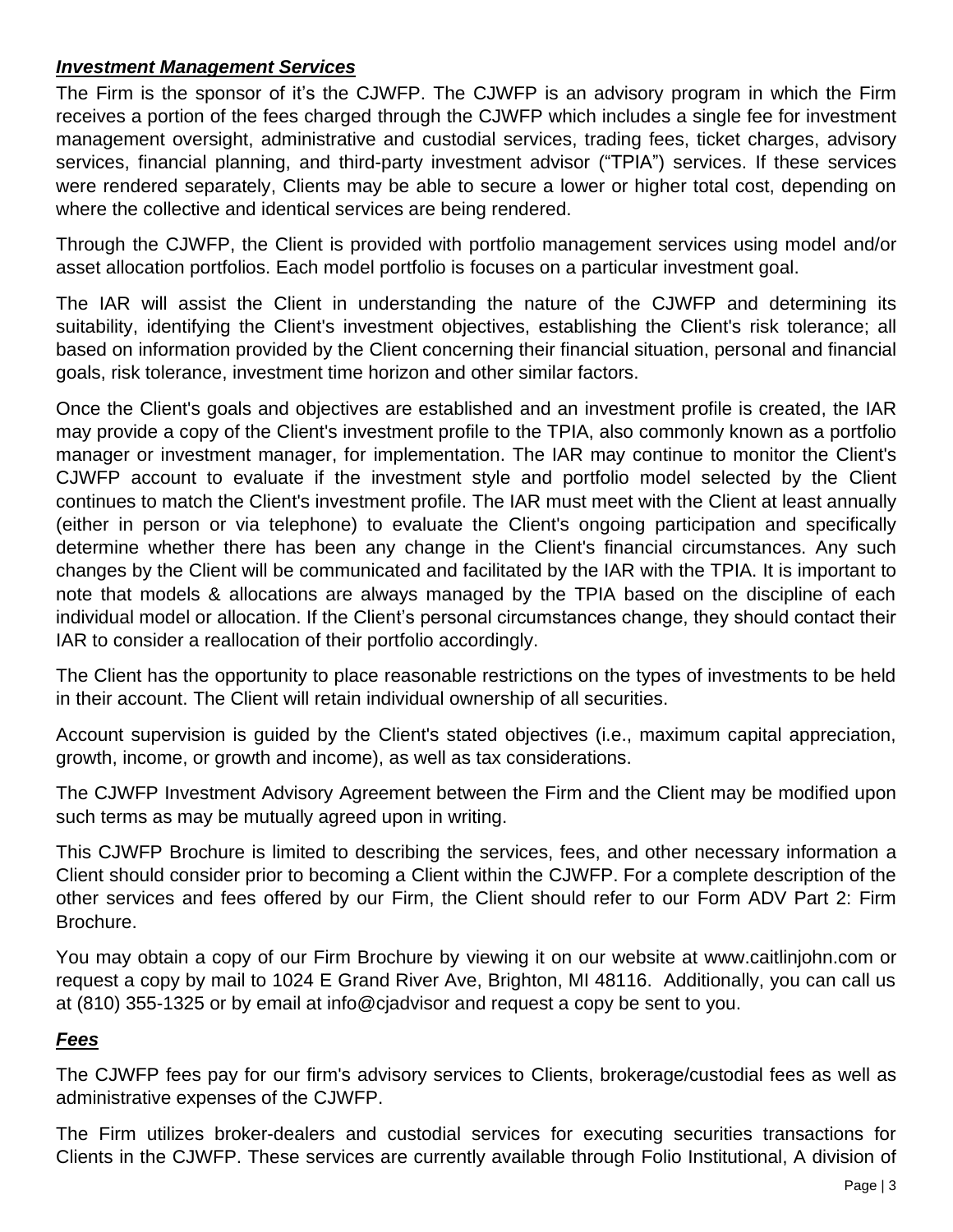***Investment Management Services***

The Firm is the sponsor of it's the CJWFP. The CJWFP is an advisory program in which the Firm receives a portion of the fees charged through the CJWFP which includes a single fee for investment management oversight, administrative and custodial services, trading fees, ticket charges, advisory services, financial planning, and third-party investment advisor ("TPIA") services. If these services were rendered separately, Clients may be able to secure a lower or higher total cost, depending on where the collective and identical services are being rendered.

Through the CJWFP, the Client is provided with portfolio management services using model and/or asset allocation portfolios. Each model portfolio is focuses on a particular investment goal.

The IAR will assist the Client in understanding the nature of the CJWFP and determining its suitability, identifying the Client's investment objectives, establishing the Client's risk tolerance; all based on information provided by the Client concerning their financial situation, personal and financial goals, risk tolerance, investment time horizon and other similar factors.

Once the Client's goals and objectives are established and an investment profile is created, the IAR may provide a copy of the Client's investment profile to the TPIA, also commonly known as a portfolio manager or investment manager, for implementation. The IAR may continue to monitor the Client's CJWFP account to evaluate if the investment style and portfolio model selected by the Client continues to match the Client's investment profile. The IAR must meet with the Client at least annually (either in person or via telephone) to evaluate the Client's ongoing participation and specifically determine whether there has been any change in the Client's financial circumstances. Any such changes by the Client will be communicated and facilitated by the IAR with the TPIA. It is important to note that models & allocations are always managed by the TPIA based on the discipline of each individual model or allocation. If the Client's personal circumstances change, they should contact their IAR to consider a reallocation of their portfolio accordingly.

The Client has the opportunity to place reasonable restrictions on the types of investments to be held in their account. The Client will retain individual ownership of all securities.

Account supervision is guided by the Client's stated objectives (i.e., maximum capital appreciation, growth, income, or growth and income), as well as tax considerations.

The CJWFP Investment Advisory Agreement between the Firm and the Client may be modified upon such terms as may be mutually agreed upon in writing.

This CJWFP Brochure is limited to describing the services, fees, and other necessary information a Client should consider prior to becoming a Client within the CJWFP. For a complete description of the other services and fees offered by our Firm, the Client should refer to our Form ADV Part 2: Firm Brochure.

You may obtain a copy of our Firm Brochure by viewing it on our website at www.caitlinjohn.com or request a copy by mail to 1024 E Grand River Ave, Brighton, MI 48116. Additionally, you can call us at (810) 355-1325 or by email at info@cjadvisor and request a copy be sent to you.

***Fees***

The CJWFP fees pay for our firm's advisory services to Clients, brokerage/custodial fees as well as administrative expenses of the CJWFP.

The Firm utilizes broker-dealers and custodial services for executing securities transactions for Clients in the CJWFP. These services are currently available through Folio Institutional, A division of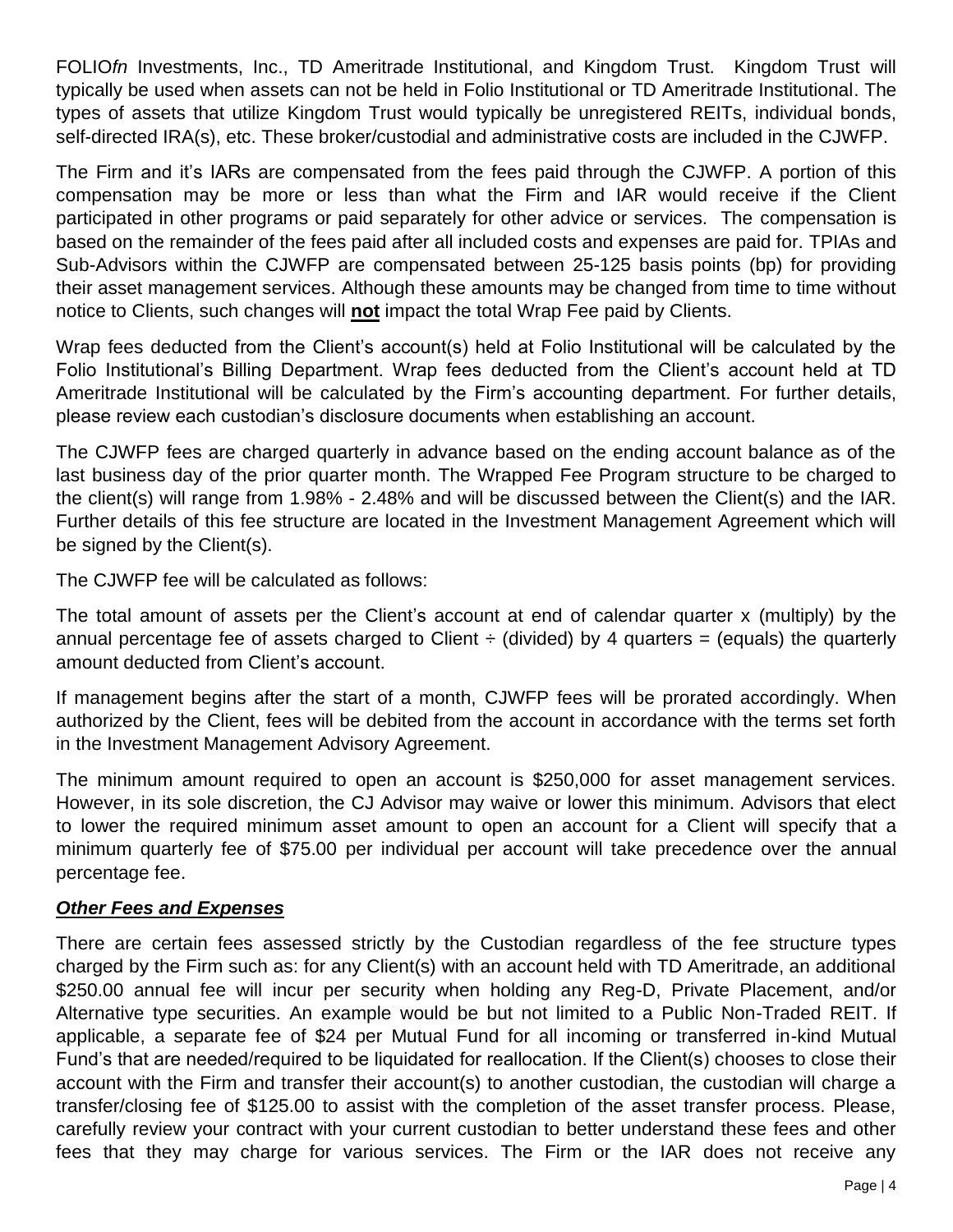FOLIO*fn* Investments, Inc., TD Ameritrade Institutional, and Kingdom Trust. Kingdom Trust will typically be used when assets can not be held in Folio Institutional or TD Ameritrade Institutional. The types of assets that utilize Kingdom Trust would typically be unregistered REITs, individual bonds, self-directed IRA(s), etc. These broker/custodial and administrative costs are included in the CJWFP.

The Firm and it's IARs are compensated from the fees paid through the CJWFP. A portion of this compensation may be more or less than what the Firm and IAR would receive if the Client participated in other programs or paid separately for other advice or services. The compensation is based on the remainder of the fees paid after all included costs and expenses are paid for. TPIAs and Sub-Advisors within the CJWFP are compensated between 25-125 basis points (bp) for providing their asset management services. Although these amounts may be changed from time to time without notice to Clients, such changes will **not** impact the total Wrap Fee paid by Clients.

Wrap fees deducted from the Client's account(s) held at Folio Institutional will be calculated by the Folio Institutional's Billing Department. Wrap fees deducted from the Client's account held at TD Ameritrade Institutional will be calculated by the Firm's accounting department. For further details, please review each custodian's disclosure documents when establishing an account.

The CJWFP fees are charged quarterly in advance based on the ending account balance as of the last business day of the prior quarter month. The Wrapped Fee Program structure to be charged to the client(s) will range from 1.98% - 2.48% and will be discussed between the Client(s) and the IAR. Further details of this fee structure are located in the Investment Management Agreement which will be signed by the Client(s).

The CJWFP fee will be calculated as follows:

The total amount of assets per the Client's account at end of calendar quarter x (multiply) by the annual percentage fee of assets charged to Client ÷ (divided) by 4 quarters = (equals) the quarterly amount deducted from Client's account.

If management begins after the start of a month, CJWFP fees will be prorated accordingly. When authorized by the Client, fees will be debited from the account in accordance with the terms set forth in the Investment Management Advisory Agreement.

The minimum amount required to open an account is $250,000 for asset management services. However, in its sole discretion, the CJ Advisor may waive or lower this minimum. Advisors that elect to lower the required minimum asset amount to open an account for a Client will specify that a minimum quarterly fee of $75.00 per individual per account will take precedence over the annual percentage fee.

***Other Fees and Expenses***

There are certain fees assessed strictly by the Custodian regardless of the fee structure types charged by the Firm such as: for any Client(s) with an account held with TD Ameritrade, an additional $250.00 annual fee will incur per security when holding any Reg-D, Private Placement, and/or Alternative type securities. An example would be but not limited to a Public Non-Traded REIT. If applicable, a separate fee of $24 per Mutual Fund for all incoming or transferred in-kind Mutual Fund's that are needed/required to be liquidated for reallocation. If the Client(s) chooses to close their account with the Firm and transfer their account(s) to another custodian, the custodian will charge a transfer/closing fee of $125.00 to assist with the completion of the asset transfer process. Please, carefully review your contract with your current custodian to better understand these fees and other fees that they may charge for various services. The Firm or the IAR does not receive any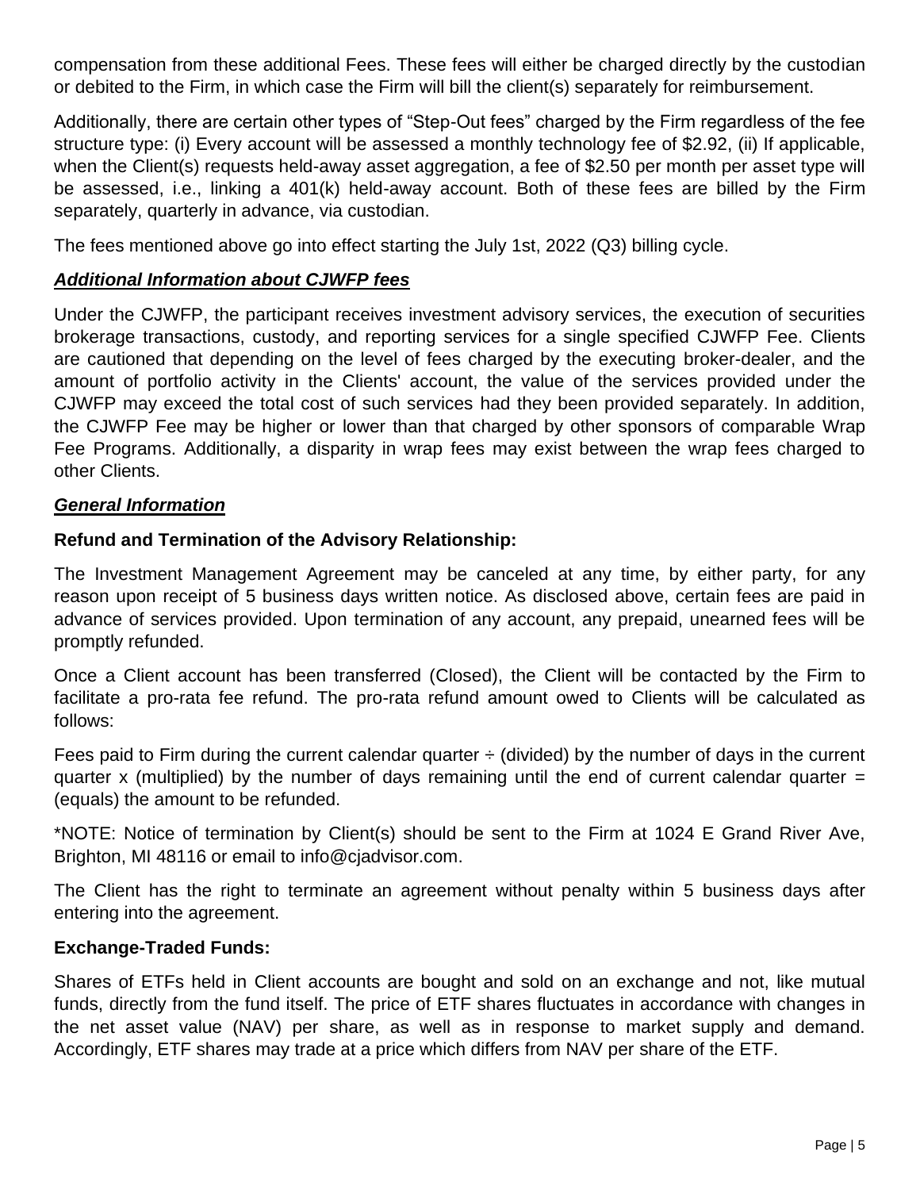compensation from these additional Fees. These fees will either be charged directly by the custodian or debited to the Firm, in which case the Firm will bill the client(s) separately for reimbursement.

Additionally, there are certain other types of "Step-Out fees" charged by the Firm regardless of the fee structure type: (i) Every account will be assessed a monthly technology fee of $2.92, (ii) If applicable, when the Client(s) requests held-away asset aggregation, a fee of $2.50 per month per asset type will be assessed, i.e., linking a 401(k) held-away account. Both of these fees are billed by the Firm separately, quarterly in advance, via custodian.

The fees mentioned above go into effect starting the July 1st, 2022 (Q3) billing cycle.

***Additional Information about CJWFP fees***

Under the CJWFP, the participant receives investment advisory services, the execution of securities brokerage transactions, custody, and reporting services for a single specified CJWFP Fee. Clients are cautioned that depending on the level of fees charged by the executing broker-dealer, and the amount of portfolio activity in the Clients' account, the value of the services provided under the CJWFP may exceed the total cost of such services had they been provided separately. In addition, the CJWFP Fee may be higher or lower than that charged by other sponsors of comparable Wrap Fee Programs. Additionally, a disparity in wrap fees may exist between the wrap fees charged to other Clients.

***General Information***

**Refund and Termination of the Advisory Relationship:**

The Investment Management Agreement may be canceled at any time, by either party, for any reason upon receipt of 5 business days written notice. As disclosed above, certain fees are paid in advance of services provided. Upon termination of any account, any prepaid, unearned fees will be promptly refunded.

Once a Client account has been transferred (Closed), the Client will be contacted by the Firm to facilitate a pro-rata fee refund. The pro-rata refund amount owed to Clients will be calculated as follows:

Fees paid to Firm during the current calendar quarter ÷ (divided) by the number of days in the current quarter x (multiplied) by the number of days remaining until the end of current calendar quarter = (equals) the amount to be refunded.

*NOTE: Notice of termination by Client(s) should be sent to the Firm at 1024 E Grand River Ave, Brighton, MI 48116 or email to info@cjadvisor.com.

The Client has the right to terminate an agreement without penalty within 5 business days after entering into the agreement.

**Exchange-Traded Funds:**

Shares of ETFs held in Client accounts are bought and sold on an exchange and not, like mutual funds, directly from the fund itself. The price of ETF shares fluctuates in accordance with changes in the net asset value (NAV) per share, as well as in response to market supply and demand. Accordingly, ETF shares may trade at a price which differs from NAV per share of the ETF.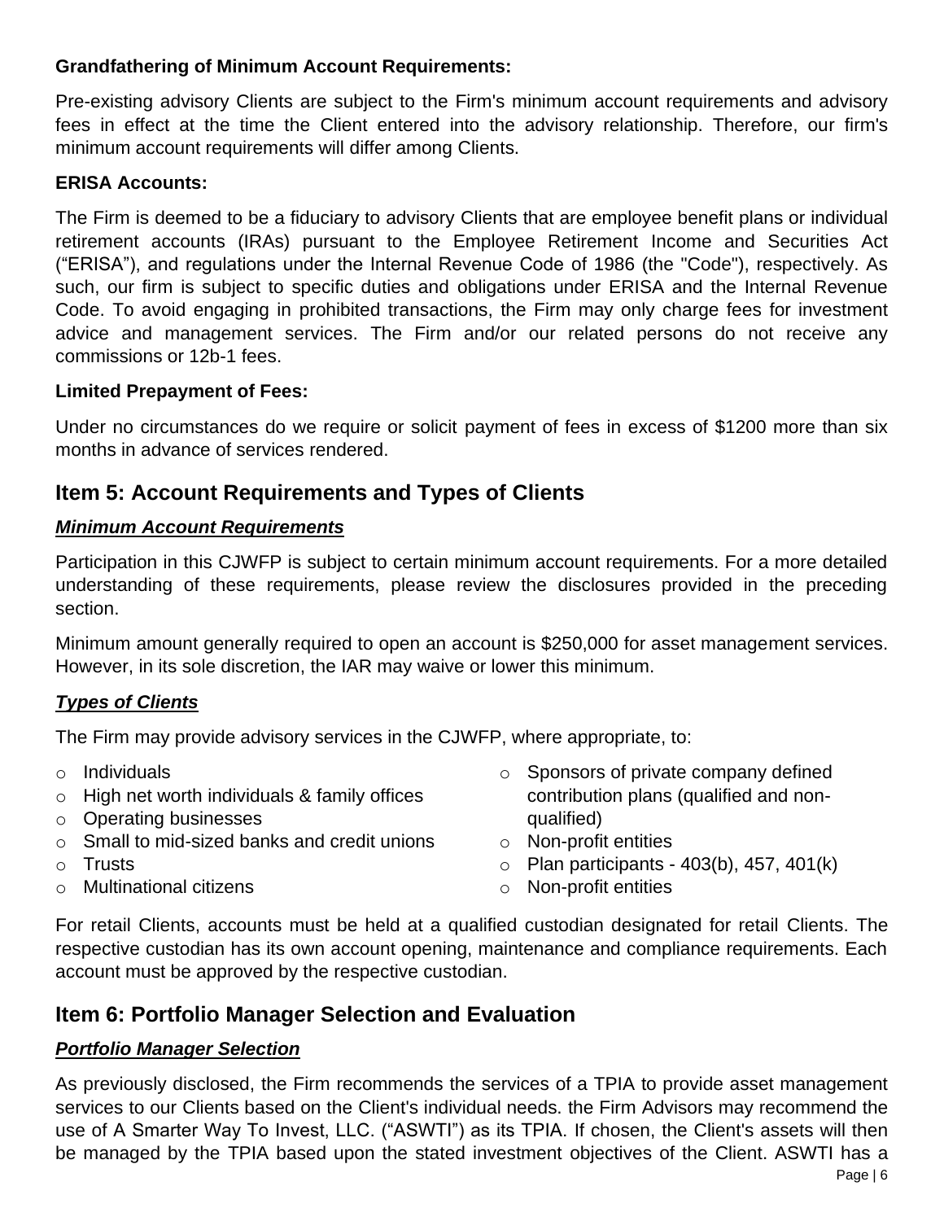**Grandfathering of Minimum Account Requirements:**

Pre-existing advisory Clients are subject to the Firm's minimum account requirements and advisory fees in effect at the time the Client entered into the advisory relationship. Therefore, our firm's minimum account requirements will differ among Clients.

**ERISA Accounts:**

The Firm is deemed to be a fiduciary to advisory Clients that are employee benefit plans or individual retirement accounts (IRAs) pursuant to the Employee Retirement Income and Securities Act ("ERISA"), and regulations under the Internal Revenue Code of 1986 (the "Code"), respectively. As such, our firm is subject to specific duties and obligations under ERISA and the Internal Revenue Code. To avoid engaging in prohibited transactions, the Firm may only charge fees for investment advice and management services. The Firm and/or our related persons do not receive any commissions or 12b-1 fees.

**Limited Prepayment of Fees:**

Under no circumstances do we require or solicit payment of fees in excess of $1200 more than six months in advance of services rendered.

## Item 5: Account Requirements and Types of Clients

***Minimum Account Requirements***

Participation in this CJWFP is subject to certain minimum account requirements. For a more detailed understanding of these requirements, please review the disclosures provided in the preceding section.

Minimum amount generally required to open an account is $250,000 for asset management services. However, in its sole discretion, the IAR may waive or lower this minimum.

***Types of Clients***

The Firm may provide advisory services in the CJWFP, where appropriate, to:

- Individuals
- High net worth individuals & family offices
- Operating businesses
- Small to mid-sized banks and credit unions
- Trusts
- Multinational citizens
- Sponsors of private company defined contribution plans (qualified and non-qualified)
- Non-profit entities
- Plan participants - 403(b), 457, 401(k)
- Non-profit entities

For retail Clients, accounts must be held at a qualified custodian designated for retail Clients. The respective custodian has its own account opening, maintenance and compliance requirements. Each account must be approved by the respective custodian.

## Item 6: Portfolio Manager Selection and Evaluation

***Portfolio Manager Selection***

As previously disclosed, the Firm recommends the services of a TPIA to provide asset management services to our Clients based on the Client's individual needs. the Firm Advisors may recommend the use of A Smarter Way To Invest, LLC. ("ASWTI") as its TPIA. If chosen, the Client's assets will then be managed by the TPIA based upon the stated investment objectives of the Client. ASWTI has a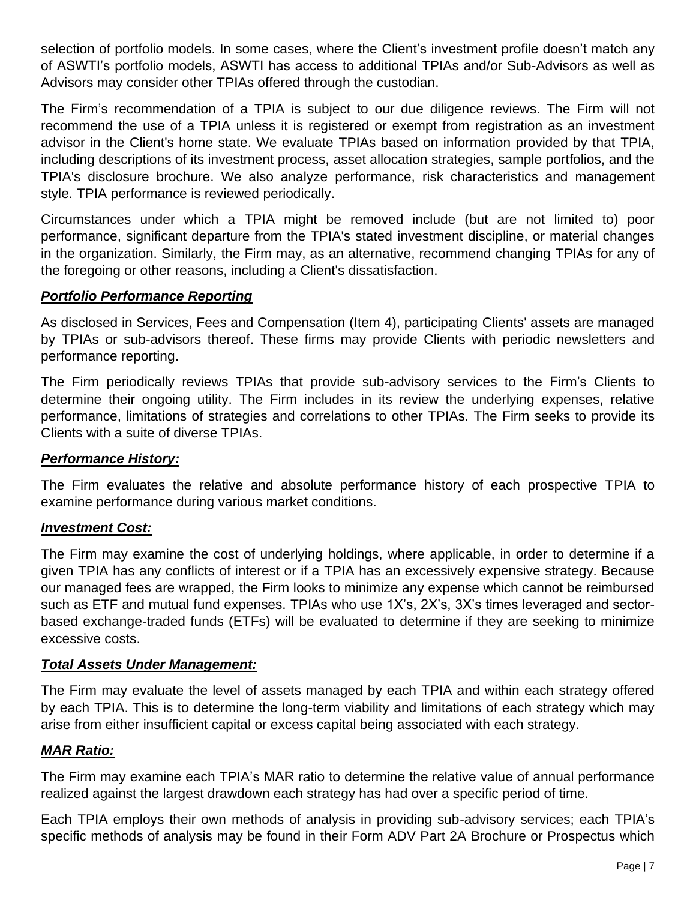selection of portfolio models. In some cases, where the Client's investment profile doesn't match any of ASWTI's portfolio models, ASWTI has access to additional TPIAs and/or Sub-Advisors as well as Advisors may consider other TPIAs offered through the custodian.

The Firm's recommendation of a TPIA is subject to our due diligence reviews. The Firm will not recommend the use of a TPIA unless it is registered or exempt from registration as an investment advisor in the Client's home state. We evaluate TPIAs based on information provided by that TPIA, including descriptions of its investment process, asset allocation strategies, sample portfolios, and the TPIA's disclosure brochure. We also analyze performance, risk characteristics and management style. TPIA performance is reviewed periodically.

Circumstances under which a TPIA might be removed include (but are not limited to) poor performance, significant departure from the TPIA's stated investment discipline, or material changes in the organization. Similarly, the Firm may, as an alternative, recommend changing TPIAs for any of the foregoing or other reasons, including a Client's dissatisfaction.

***Portfolio Performance Reporting***

As disclosed in Services, Fees and Compensation (Item 4), participating Clients' assets are managed by TPIAs or sub-advisors thereof. These firms may provide Clients with periodic newsletters and performance reporting.

The Firm periodically reviews TPIAs that provide sub-advisory services to the Firm's Clients to determine their ongoing utility. The Firm includes in its review the underlying expenses, relative performance, limitations of strategies and correlations to other TPIAs. The Firm seeks to provide its Clients with a suite of diverse TPIAs.

***Performance History:***

The Firm evaluates the relative and absolute performance history of each prospective TPIA to examine performance during various market conditions.

***Investment Cost:***

The Firm may examine the cost of underlying holdings, where applicable, in order to determine if a given TPIA has any conflicts of interest or if a TPIA has an excessively expensive strategy. Because our managed fees are wrapped, the Firm looks to minimize any expense which cannot be reimbursed such as ETF and mutual fund expenses. TPIAs who use 1X's, 2X's, 3X's times leveraged and sector-based exchange-traded funds (ETFs) will be evaluated to determine if they are seeking to minimize excessive costs.

***Total Assets Under Management:***

The Firm may evaluate the level of assets managed by each TPIA and within each strategy offered by each TPIA. This is to determine the long-term viability and limitations of each strategy which may arise from either insufficient capital or excess capital being associated with each strategy.

***MAR Ratio:***

The Firm may examine each TPIA's MAR ratio to determine the relative value of annual performance realized against the largest drawdown each strategy has had over a specific period of time.

Each TPIA employs their own methods of analysis in providing sub-advisory services; each TPIA's specific methods of analysis may be found in their Form ADV Part 2A Brochure or Prospectus which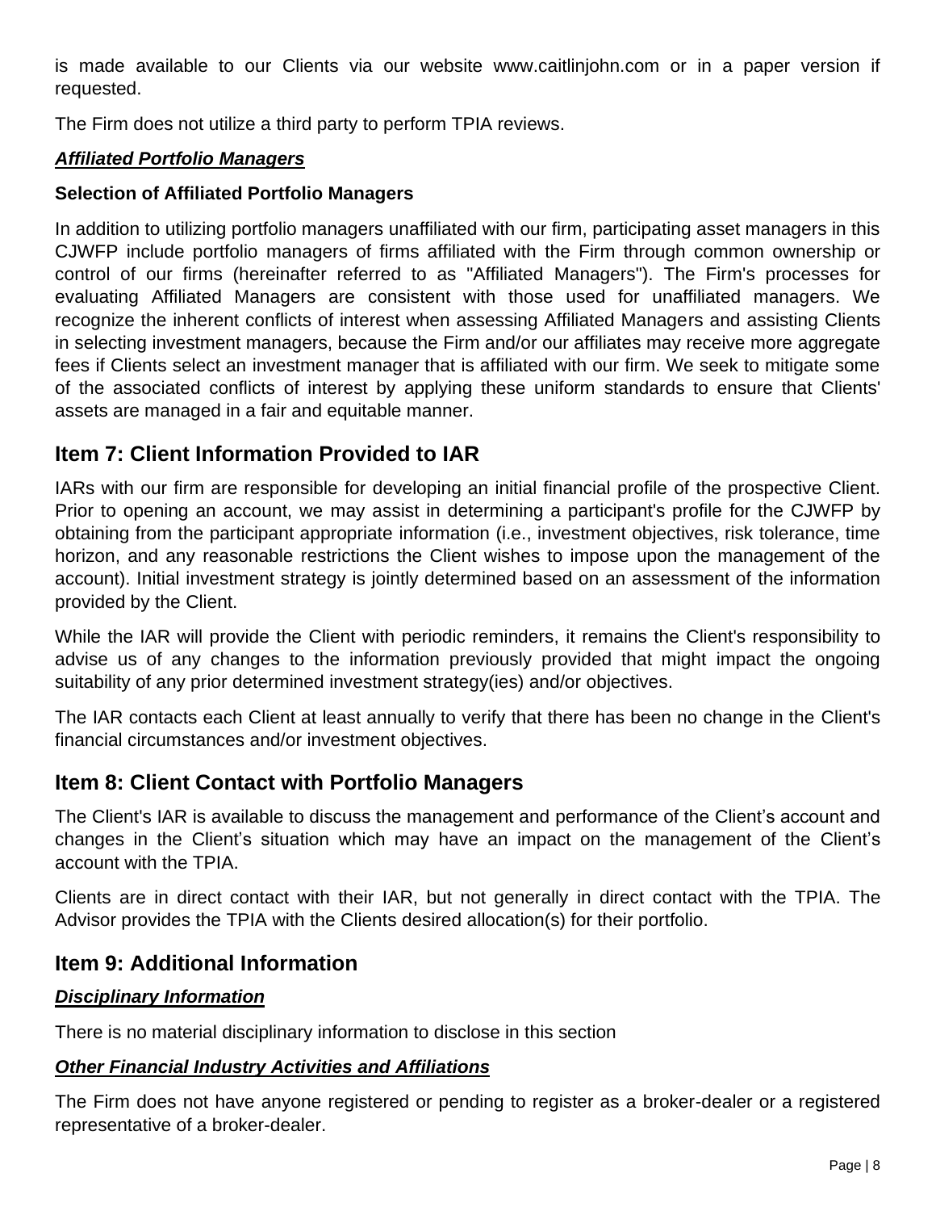is made available to our Clients via our website www.caitlinjohn.com or in a paper version if requested.

The Firm does not utilize a third party to perform TPIA reviews.

***Affiliated Portfolio Managers***

**Selection of Affiliated Portfolio Managers**

In addition to utilizing portfolio managers unaffiliated with our firm, participating asset managers in this CJWFP include portfolio managers of firms affiliated with the Firm through common ownership or control of our firms (hereinafter referred to as "Affiliated Managers"). The Firm's processes for evaluating Affiliated Managers are consistent with those used for unaffiliated managers. We recognize the inherent conflicts of interest when assessing Affiliated Managers and assisting Clients in selecting investment managers, because the Firm and/or our affiliates may receive more aggregate fees if Clients select an investment manager that is affiliated with our firm. We seek to mitigate some of the associated conflicts of interest by applying these uniform standards to ensure that Clients' assets are managed in a fair and equitable manner.

## Item 7: Client Information Provided to IAR

IARs with our firm are responsible for developing an initial financial profile of the prospective Client. Prior to opening an account, we may assist in determining a participant's profile for the CJWFP by obtaining from the participant appropriate information (i.e., investment objectives, risk tolerance, time horizon, and any reasonable restrictions the Client wishes to impose upon the management of the account). Initial investment strategy is jointly determined based on an assessment of the information provided by the Client.

While the IAR will provide the Client with periodic reminders, it remains the Client's responsibility to advise us of any changes to the information previously provided that might impact the ongoing suitability of any prior determined investment strategy(ies) and/or objectives.

The IAR contacts each Client at least annually to verify that there has been no change in the Client's financial circumstances and/or investment objectives.

## Item 8: Client Contact with Portfolio Managers

The Client's IAR is available to discuss the management and performance of the Client's account and changes in the Client's situation which may have an impact on the management of the Client's account with the TPIA.

Clients are in direct contact with their IAR, but not generally in direct contact with the TPIA. The Advisor provides the TPIA with the Clients desired allocation(s) for their portfolio.

## Item 9: Additional Information

***Disciplinary Information***

There is no material disciplinary information to disclose in this section

***Other Financial Industry Activities and Affiliations***

The Firm does not have anyone registered or pending to register as a broker-dealer or a registered representative of a broker-dealer.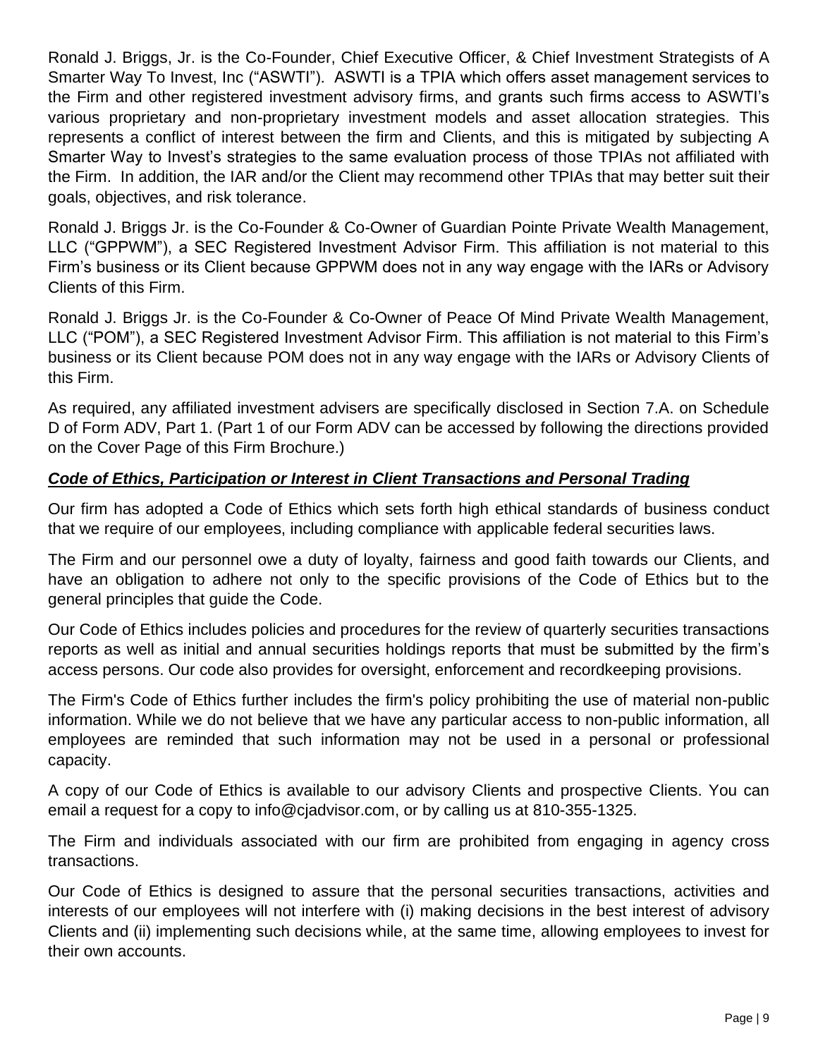Ronald J. Briggs, Jr. is the Co-Founder, Chief Executive Officer, & Chief Investment Strategists of A Smarter Way To Invest, Inc ("ASWTI"). ASWTI is a TPIA which offers asset management services to the Firm and other registered investment advisory firms, and grants such firms access to ASWTI's various proprietary and non-proprietary investment models and asset allocation strategies. This represents a conflict of interest between the firm and Clients, and this is mitigated by subjecting A Smarter Way to Invest's strategies to the same evaluation process of those TPIAs not affiliated with the Firm. In addition, the IAR and/or the Client may recommend other TPIAs that may better suit their goals, objectives, and risk tolerance.

Ronald J. Briggs Jr. is the Co-Founder & Co-Owner of Guardian Pointe Private Wealth Management, LLC ("GPPWM"), a SEC Registered Investment Advisor Firm. This affiliation is not material to this Firm's business or its Client because GPPWM does not in any way engage with the IARs or Advisory Clients of this Firm.

Ronald J. Briggs Jr. is the Co-Founder & Co-Owner of Peace Of Mind Private Wealth Management, LLC ("POM"), a SEC Registered Investment Advisor Firm. This affiliation is not material to this Firm's business or its Client because POM does not in any way engage with the IARs or Advisory Clients of this Firm.

As required, any affiliated investment advisers are specifically disclosed in Section 7.A. on Schedule D of Form ADV, Part 1. (Part 1 of our Form ADV can be accessed by following the directions provided on the Cover Page of this Firm Brochure.)

## ***Code of Ethics, Participation or Interest in Client Transactions and Personal Trading***

Our firm has adopted a Code of Ethics which sets forth high ethical standards of business conduct that we require of our employees, including compliance with applicable federal securities laws.

The Firm and our personnel owe a duty of loyalty, fairness and good faith towards our Clients, and have an obligation to adhere not only to the specific provisions of the Code of Ethics but to the general principles that guide the Code.

Our Code of Ethics includes policies and procedures for the review of quarterly securities transactions reports as well as initial and annual securities holdings reports that must be submitted by the firm's access persons. Our code also provides for oversight, enforcement and recordkeeping provisions.

The Firm's Code of Ethics further includes the firm's policy prohibiting the use of material non-public information. While we do not believe that we have any particular access to non-public information, all employees are reminded that such information may not be used in a personal or professional capacity.

A copy of our Code of Ethics is available to our advisory Clients and prospective Clients. You can email a request for a copy to info@cjadvisor.com, or by calling us at 810-355-1325.

The Firm and individuals associated with our firm are prohibited from engaging in agency cross transactions.

Our Code of Ethics is designed to assure that the personal securities transactions, activities and interests of our employees will not interfere with (i) making decisions in the best interest of advisory Clients and (ii) implementing such decisions while, at the same time, allowing employees to invest for their own accounts.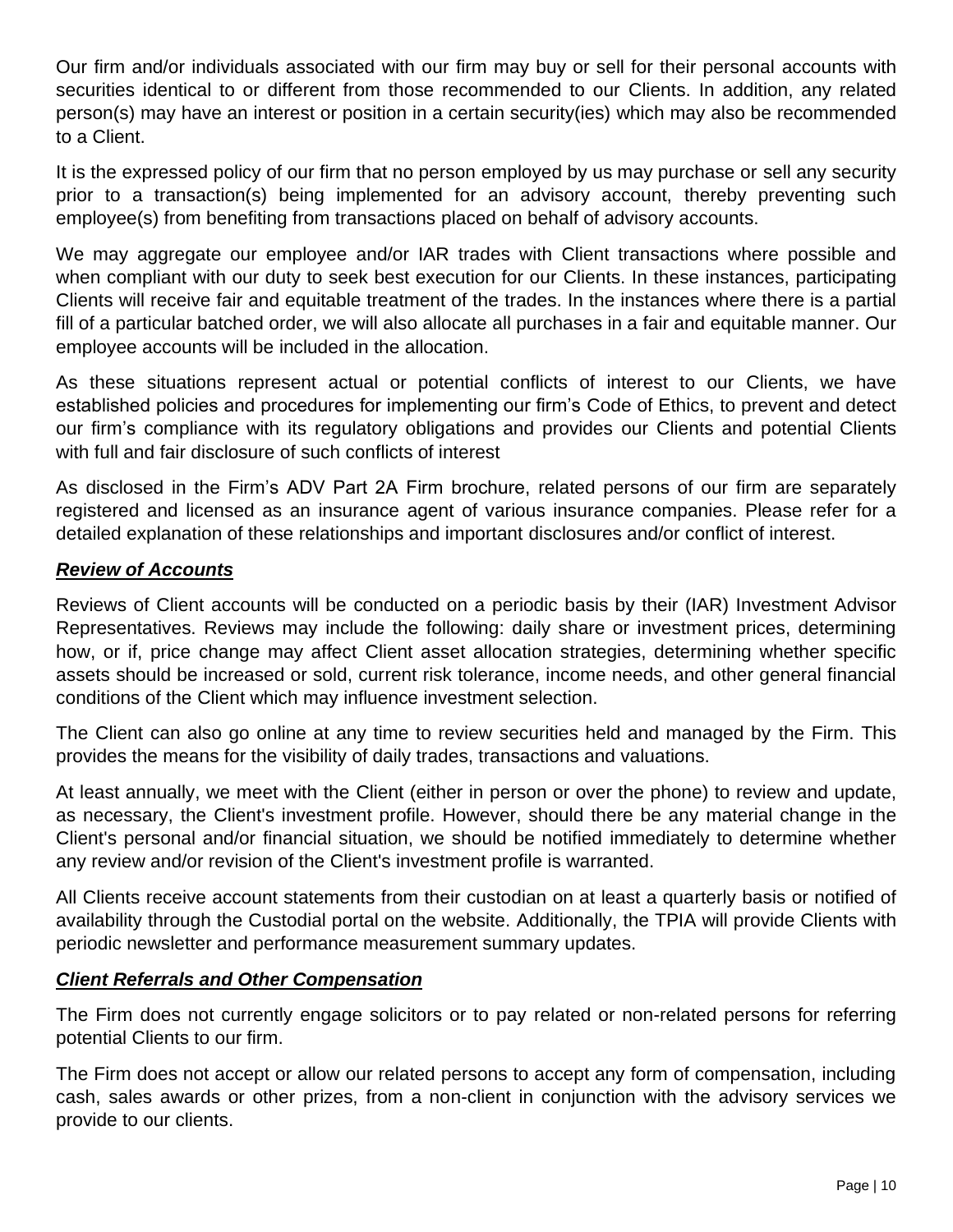Our firm and/or individuals associated with our firm may buy or sell for their personal accounts with securities identical to or different from those recommended to our Clients. In addition, any related person(s) may have an interest or position in a certain security(ies) which may also be recommended to a Client.

It is the expressed policy of our firm that no person employed by us may purchase or sell any security prior to a transaction(s) being implemented for an advisory account, thereby preventing such employee(s) from benefiting from transactions placed on behalf of advisory accounts.

We may aggregate our employee and/or IAR trades with Client transactions where possible and when compliant with our duty to seek best execution for our Clients. In these instances, participating Clients will receive fair and equitable treatment of the trades. In the instances where there is a partial fill of a particular batched order, we will also allocate all purchases in a fair and equitable manner. Our employee accounts will be included in the allocation.

As these situations represent actual or potential conflicts of interest to our Clients, we have established policies and procedures for implementing our firm's Code of Ethics, to prevent and detect our firm's compliance with its regulatory obligations and provides our Clients and potential Clients with full and fair disclosure of such conflicts of interest

As disclosed in the Firm's ADV Part 2A Firm brochure, related persons of our firm are separately registered and licensed as an insurance agent of various insurance companies. Please refer for a detailed explanation of these relationships and important disclosures and/or conflict of interest.

***Review of Accounts***

Reviews of Client accounts will be conducted on a periodic basis by their (IAR) Investment Advisor Representatives. Reviews may include the following: daily share or investment prices, determining how, or if, price change may affect Client asset allocation strategies, determining whether specific assets should be increased or sold, current risk tolerance, income needs, and other general financial conditions of the Client which may influence investment selection.

The Client can also go online at any time to review securities held and managed by the Firm. This provides the means for the visibility of daily trades, transactions and valuations.

At least annually, we meet with the Client (either in person or over the phone) to review and update, as necessary, the Client's investment profile. However, should there be any material change in the Client's personal and/or financial situation, we should be notified immediately to determine whether any review and/or revision of the Client's investment profile is warranted.

All Clients receive account statements from their custodian on at least a quarterly basis or notified of availability through the Custodial portal on the website. Additionally, the TPIA will provide Clients with periodic newsletter and performance measurement summary updates.

***Client Referrals and Other Compensation***

The Firm does not currently engage solicitors or to pay related or non-related persons for referring potential Clients to our firm.

The Firm does not accept or allow our related persons to accept any form of compensation, including cash, sales awards or other prizes, from a non-client in conjunction with the advisory services we provide to our clients.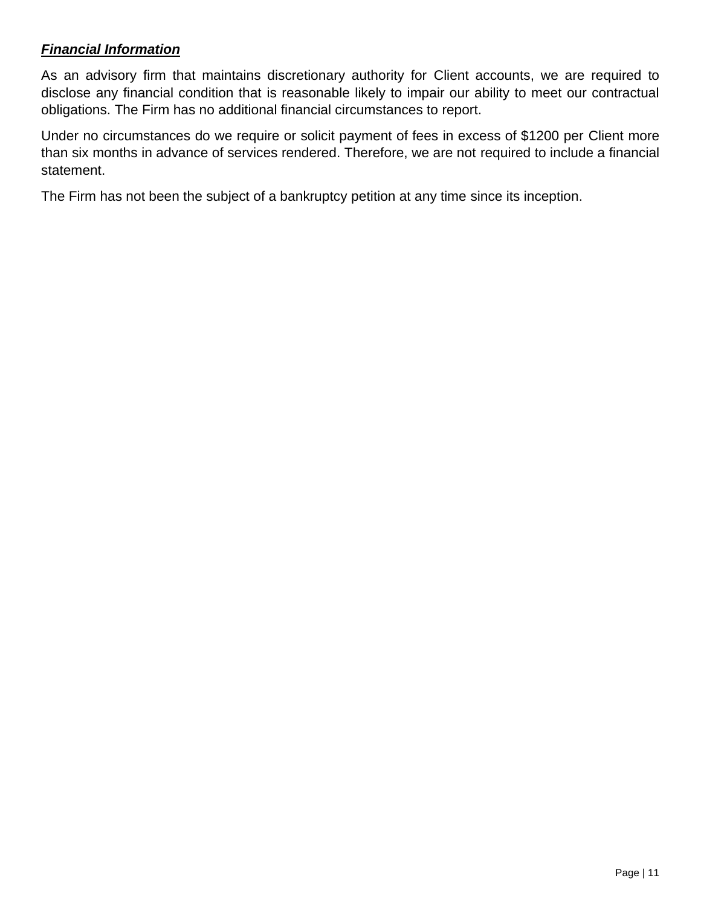***Financial Information***

As an advisory firm that maintains discretionary authority for Client accounts, we are required to disclose any financial condition that is reasonable likely to impair our ability to meet our contractual obligations. The Firm has no additional financial circumstances to report.

Under no circumstances do we require or solicit payment of fees in excess of $1200 per Client more than six months in advance of services rendered. Therefore, we are not required to include a financial statement.

The Firm has not been the subject of a bankruptcy petition at any time since its inception.